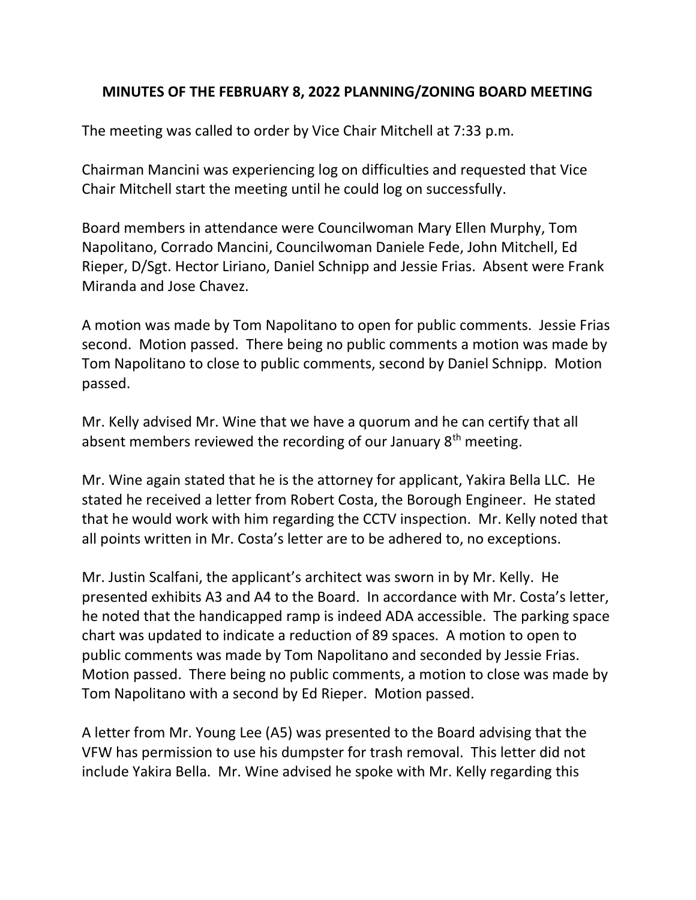## MINUTES OF THE FEBRUARY 8, 2022 PLANNING/ZONING BOARD MEETING

The meeting was called to order by Vice Chair Mitchell at 7:33 p.m.

Chairman Mancini was experiencing log on difficulties and requested that Vice Chair Mitchell start the meeting until he could log on successfully.

Board members in attendance were Councilwoman Mary Ellen Murphy, Tom Napolitano, Corrado Mancini, Councilwoman Daniele Fede, John Mitchell, Ed Rieper, D/Sgt. Hector Liriano, Daniel Schnipp and Jessie Frias. Absent were Frank Miranda and Jose Chavez.

A motion was made by Tom Napolitano to open for public comments. Jessie Frias second. Motion passed. There being no public comments a motion was made by Tom Napolitano to close to public comments, second by Daniel Schnipp. Motion passed.

Mr. Kelly advised Mr. Wine that we have a quorum and he can certify that all absent members reviewed the recording of our January 8th meeting.

Mr. Wine again stated that he is the attorney for applicant, Yakira Bella LLC. He stated he received a letter from Robert Costa, the Borough Engineer. He stated that he would work with him regarding the CCTV inspection. Mr. Kelly noted that all points written in Mr. Costa's letter are to be adhered to, no exceptions.

Mr. Justin Scalfani, the applicant's architect was sworn in by Mr. Kelly. He presented exhibits A3 and A4 to the Board. In accordance with Mr. Costa's letter, he noted that the handicapped ramp is indeed ADA accessible. The parking space chart was updated to indicate a reduction of 89 spaces. A motion to open to public comments was made by Tom Napolitano and seconded by Jessie Frias. Motion passed. There being no public comments, a motion to close was made by Tom Napolitano with a second by Ed Rieper. Motion passed.

A letter from Mr. Young Lee (A5) was presented to the Board advising that the VFW has permission to use his dumpster for trash removal. This letter did not include Yakira Bella. Mr. Wine advised he spoke with Mr. Kelly regarding this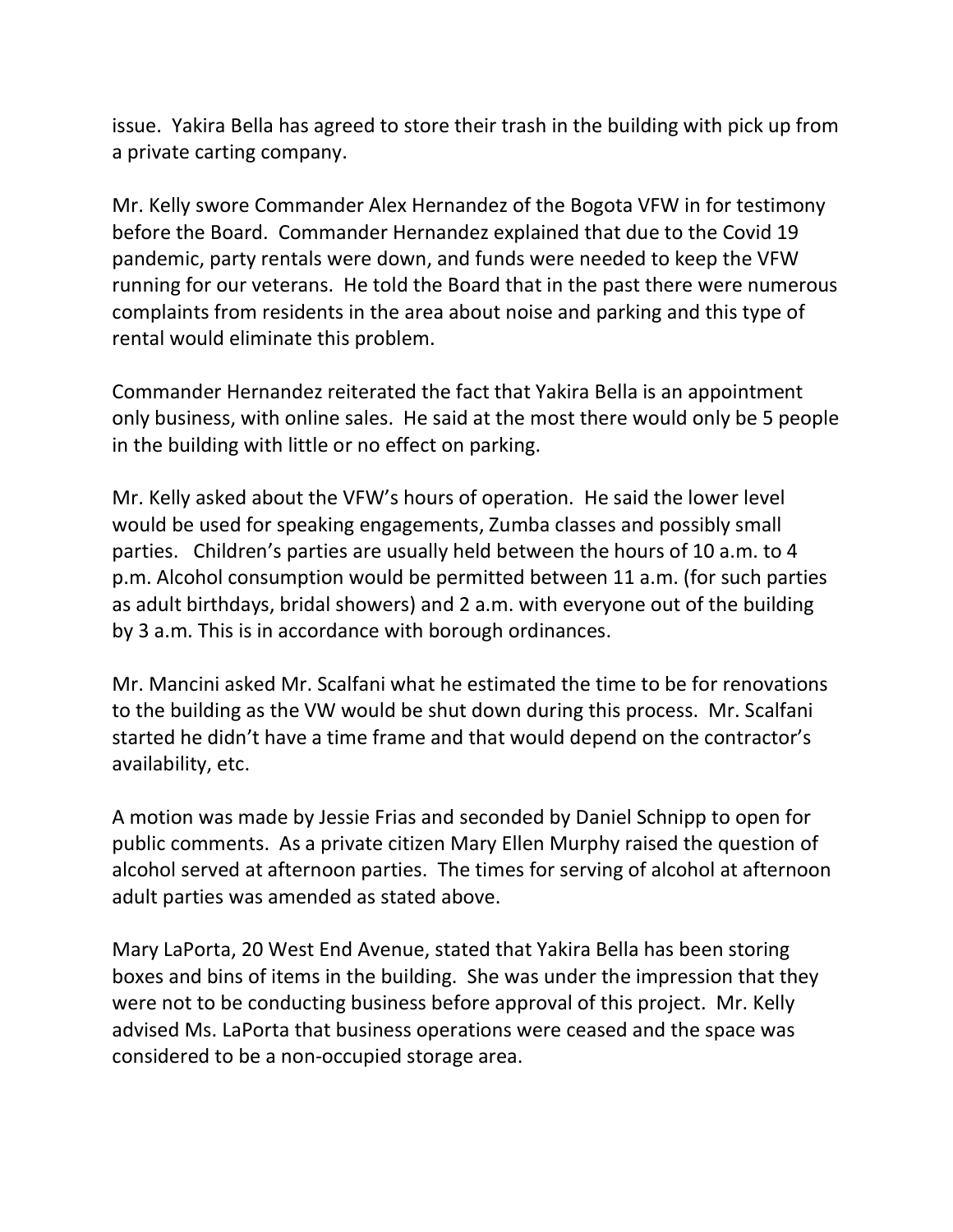issue. Yakira Bella has agreed to store their trash in the building with pick up from a private carting company.

Mr. Kelly swore Commander Alex Hernandez of the Bogota VFW in for testimony before the Board. Commander Hernandez explained that due to the Covid 19 pandemic, party rentals were down, and funds were needed to keep the VFW running for our veterans. He told the Board that in the past there were numerous complaints from residents in the area about noise and parking and this type of rental would eliminate this problem.

Commander Hernandez reiterated the fact that Yakira Bella is an appointment only business, with online sales. He said at the most there would only be 5 people in the building with little or no effect on parking.

Mr. Kelly asked about the VFW's hours of operation. He said the lower level would be used for speaking engagements, Zumba classes and possibly small parties. Children's parties are usually held between the hours of 10 a.m. to 4 p.m. Alcohol consumption would be permitted between 11 a.m. (for such parties as adult birthdays, bridal showers) and 2 a.m. with everyone out of the building by 3 a.m. This is in accordance with borough ordinances.

Mr. Mancini asked Mr. Scalfani what he estimated the time to be for renovations to the building as the VW would be shut down during this process. Mr. Scalfani started he didn't have a time frame and that would depend on the contractor's availability, etc.

A motion was made by Jessie Frias and seconded by Daniel Schnipp to open for public comments. As a private citizen Mary Ellen Murphy raised the question of alcohol served at afternoon parties. The times for serving of alcohol at afternoon adult parties was amended as stated above.

Mary LaPorta, 20 West End Avenue, stated that Yakira Bella has been storing boxes and bins of items in the building. She was under the impression that they were not to be conducting business before approval of this project. Mr. Kelly advised Ms. LaPorta that business operations were ceased and the space was considered to be a non-occupied storage area.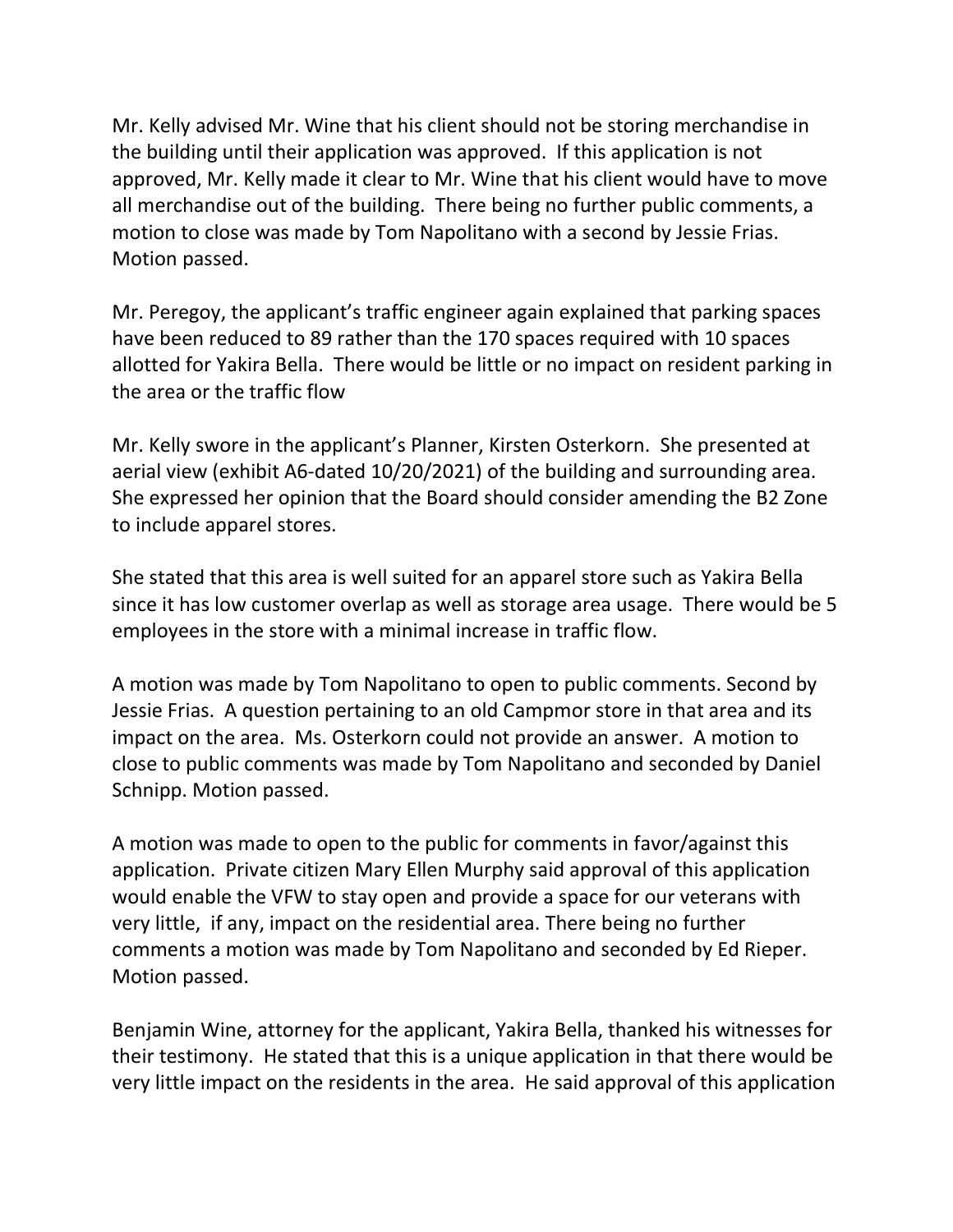Mr. Kelly advised Mr. Wine that his client should not be storing merchandise in the building until their application was approved. If this application is not approved, Mr. Kelly made it clear to Mr. Wine that his client would have to move all merchandise out of the building. There being no further public comments, a motion to close was made by Tom Napolitano with a second by Jessie Frias. Motion passed.

Mr. Peregoy, the applicant's traffic engineer again explained that parking spaces have been reduced to 89 rather than the 170 spaces required with 10 spaces allotted for Yakira Bella. There would be little or no impact on resident parking in the area or the traffic flow

Mr. Kelly swore in the applicant's Planner, Kirsten Osterkorn. She presented at aerial view (exhibit A6-dated 10/20/2021) of the building and surrounding area. She expressed her opinion that the Board should consider amending the B2 Zone to include apparel stores.

She stated that this area is well suited for an apparel store such as Yakira Bella since it has low customer overlap as well as storage area usage. There would be 5 employees in the store with a minimal increase in traffic flow.

A motion was made by Tom Napolitano to open to public comments. Second by Jessie Frias. A question pertaining to an old Campmor store in that area and its impact on the area. Ms. Osterkorn could not provide an answer. A motion to close to public comments was made by Tom Napolitano and seconded by Daniel Schnipp. Motion passed.

A motion was made to open to the public for comments in favor/against this application. Private citizen Mary Ellen Murphy said approval of this application would enable the VFW to stay open and provide a space for our veterans with very little, if any, impact on the residential area. There being no further comments a motion was made by Tom Napolitano and seconded by Ed Rieper. Motion passed.

Benjamin Wine, attorney for the applicant, Yakira Bella, thanked his witnesses for their testimony. He stated that this is a unique application in that there would be very little impact on the residents in the area. He said approval of this application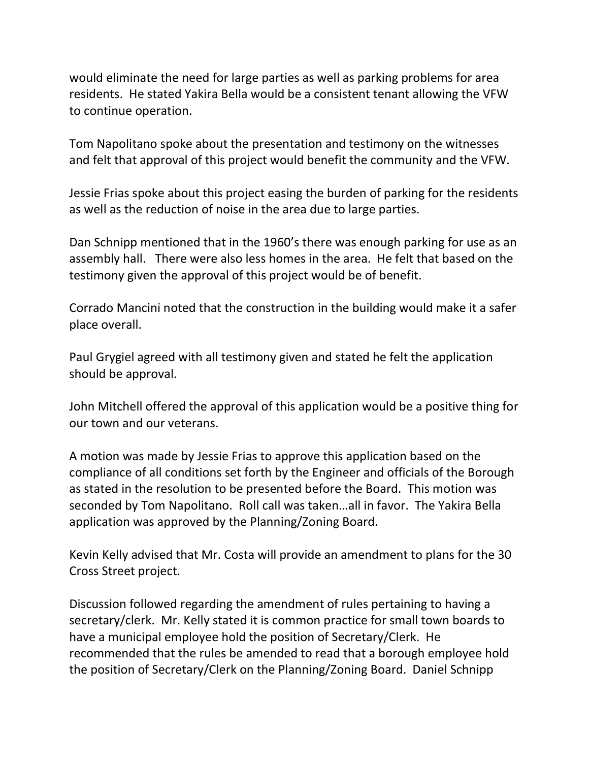would eliminate the need for large parties as well as parking problems for area residents. He stated Yakira Bella would be a consistent tenant allowing the VFW to continue operation.

Tom Napolitano spoke about the presentation and testimony on the witnesses and felt that approval of this project would benefit the community and the VFW.

Jessie Frias spoke about this project easing the burden of parking for the residents as well as the reduction of noise in the area due to large parties.

Dan Schnipp mentioned that in the 1960's there was enough parking for use as an assembly hall. There were also less homes in the area. He felt that based on the testimony given the approval of this project would be of benefit.

Corrado Mancini noted that the construction in the building would make it a safer place overall.

Paul Grygiel agreed with all testimony given and stated he felt the application should be approval.

John Mitchell offered the approval of this application would be a positive thing for our town and our veterans.

A motion was made by Jessie Frias to approve this application based on the compliance of all conditions set forth by the Engineer and officials of the Borough as stated in the resolution to be presented before the Board. This motion was seconded by Tom Napolitano. Roll call was taken…all in favor. The Yakira Bella application was approved by the Planning/Zoning Board.

Kevin Kelly advised that Mr. Costa will provide an amendment to plans for the 30 Cross Street project.

Discussion followed regarding the amendment of rules pertaining to having a secretary/clerk. Mr. Kelly stated it is common practice for small town boards to have a municipal employee hold the position of Secretary/Clerk. He recommended that the rules be amended to read that a borough employee hold the position of Secretary/Clerk on the Planning/Zoning Board. Daniel Schnipp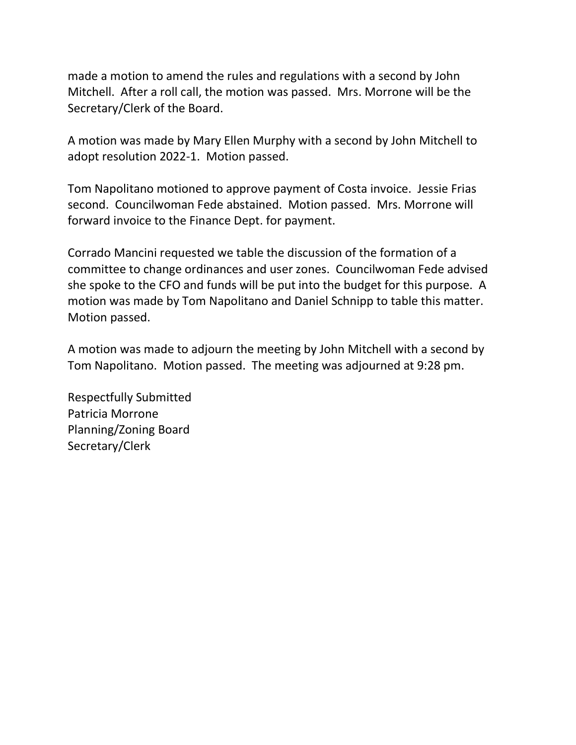made a motion to amend the rules and regulations with a second by John Mitchell. After a roll call, the motion was passed. Mrs. Morrone will be the Secretary/Clerk of the Board.

A motion was made by Mary Ellen Murphy with a second by John Mitchell to adopt resolution 2022-1. Motion passed.

Tom Napolitano motioned to approve payment of Costa invoice. Jessie Frias second. Councilwoman Fede abstained. Motion passed. Mrs. Morrone will forward invoice to the Finance Dept. for payment.

Corrado Mancini requested we table the discussion of the formation of a committee to change ordinances and user zones. Councilwoman Fede advised she spoke to the CFO and funds will be put into the budget for this purpose. A motion was made by Tom Napolitano and Daniel Schnipp to table this matter. Motion passed.

A motion was made to adjourn the meeting by John Mitchell with a second by Tom Napolitano. Motion passed. The meeting was adjourned at 9:28 pm.

Respectfully Submitted
Patricia Morrone
Planning/Zoning Board
Secretary/Clerk